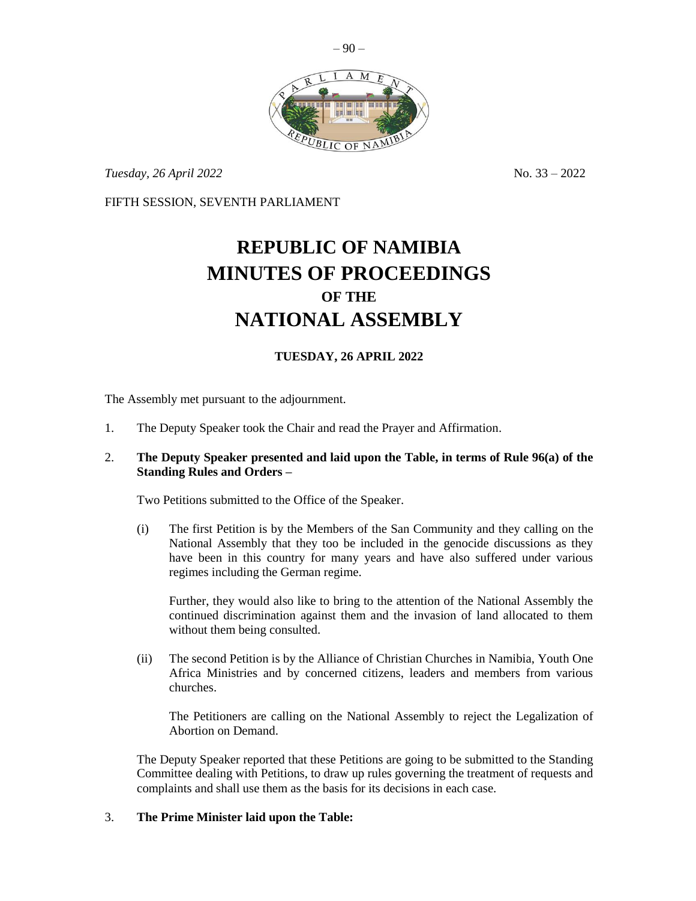*Tuesday, 26 April 2022* No. 33 – 2022

FIFTH SESSION, SEVENTH PARLIAMENT

# REPUBLIC OF NAMIBIA
# MINUTES OF PROCEEDINGS
## OF THE
# NATIONAL ASSEMBLY

### TUESDAY, 26 APRIL 2022

The Assembly met pursuant to the adjournment.

1. The Deputy Speaker took the Chair and read the Prayer and Affirmation.

2. **The Deputy Speaker presented and laid upon the Table, in terms of Rule 96(a) of the Standing Rules and Orders –**

   Two Petitions submitted to the Office of the Speaker.

   (i) The first Petition is by the Members of the San Community and they calling on the National Assembly that they too be included in the genocide discussions as they have been in this country for many years and have also suffered under various regimes including the German regime.

   Further, they would also like to bring to the attention of the National Assembly the continued discrimination against them and the invasion of land allocated to them without them being consulted.

   (ii) The second Petition is by the Alliance of Christian Churches in Namibia, Youth One Africa Ministries and by concerned citizens, leaders and members from various churches.

   The Petitioners are calling on the National Assembly to reject the Legalization of Abortion on Demand.

   The Deputy Speaker reported that these Petitions are going to be submitted to the Standing Committee dealing with Petitions, to draw up rules governing the treatment of requests and complaints and shall use them as the basis for its decisions in each case.

3. **The Prime Minister laid upon the Table:**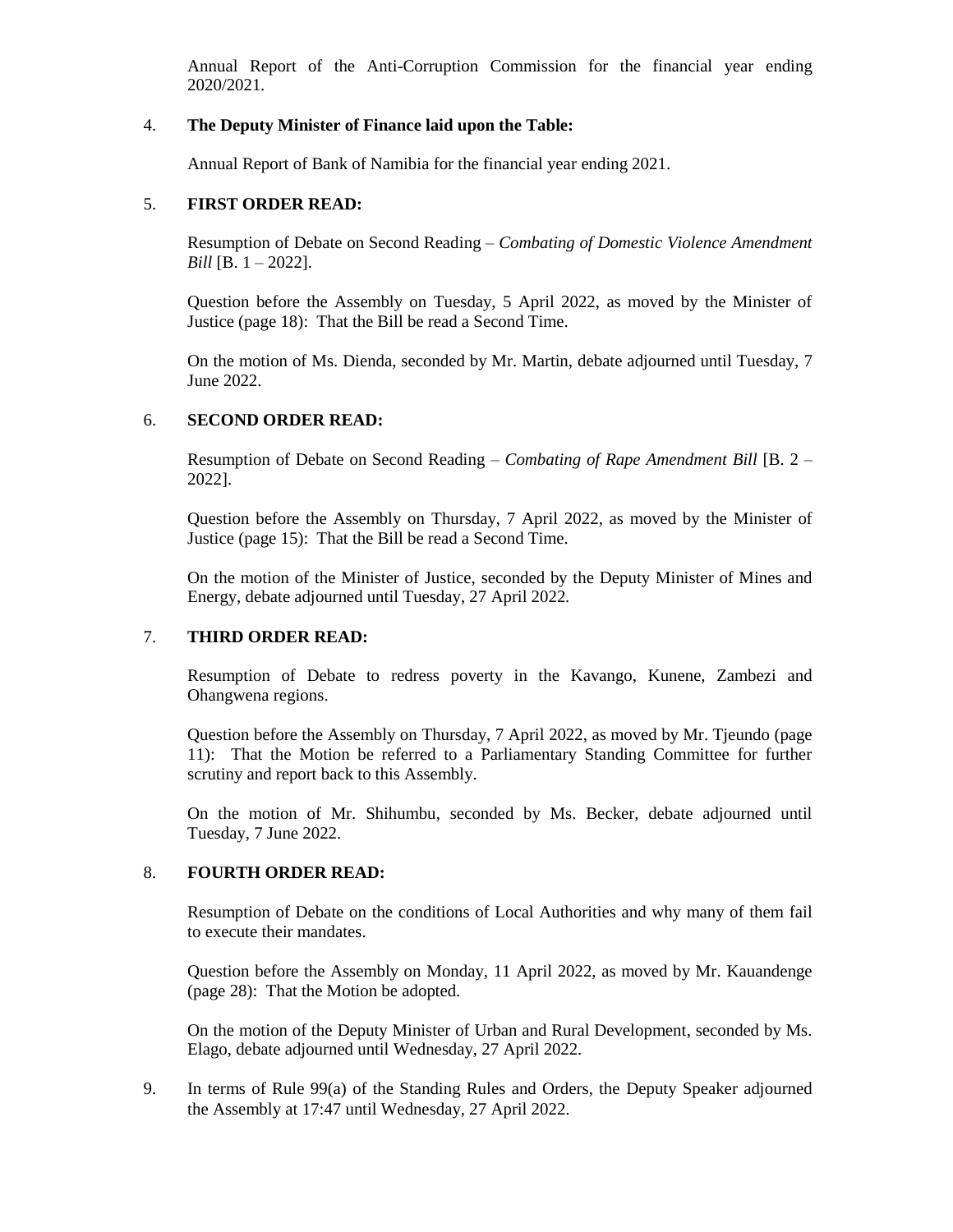Annual Report of the Anti-Corruption Commission for the financial year ending 2020/2021.

4. **The Deputy Minister of Finance laid upon the Table:**

   Annual Report of Bank of Namibia for the financial year ending 2021.

5. **FIRST ORDER READ:**

   Resumption of Debate on Second Reading – *Combating of Domestic Violence Amendment Bill* [B. 1 – 2022].

   Question before the Assembly on Tuesday, 5 April 2022, as moved by the Minister of Justice (page 18): That the Bill be read a Second Time.

   On the motion of Ms. Dienda, seconded by Mr. Martin, debate adjourned until Tuesday, 7 June 2022.

6. **SECOND ORDER READ:**

   Resumption of Debate on Second Reading – *Combating of Rape Amendment Bill* [B. 2 – 2022].

   Question before the Assembly on Thursday, 7 April 2022, as moved by the Minister of Justice (page 15): That the Bill be read a Second Time.

   On the motion of the Minister of Justice, seconded by the Deputy Minister of Mines and Energy, debate adjourned until Tuesday, 27 April 2022.

7. **THIRD ORDER READ:**

   Resumption of Debate to redress poverty in the Kavango, Kunene, Zambezi and Ohangwena regions.

   Question before the Assembly on Thursday, 7 April 2022, as moved by Mr. Tjeundo (page 11): That the Motion be referred to a Parliamentary Standing Committee for further scrutiny and report back to this Assembly.

   On the motion of Mr. Shihumbu, seconded by Ms. Becker, debate adjourned until Tuesday, 7 June 2022.

8. **FOURTH ORDER READ:**

   Resumption of Debate on the conditions of Local Authorities and why many of them fail to execute their mandates.

   Question before the Assembly on Monday, 11 April 2022, as moved by Mr. Kauandenge (page 28): That the Motion be adopted.

   On the motion of the Deputy Minister of Urban and Rural Development, seconded by Ms. Elago, debate adjourned until Wednesday, 27 April 2022.

9. In terms of Rule 99(a) of the Standing Rules and Orders, the Deputy Speaker adjourned the Assembly at 17:47 until Wednesday, 27 April 2022.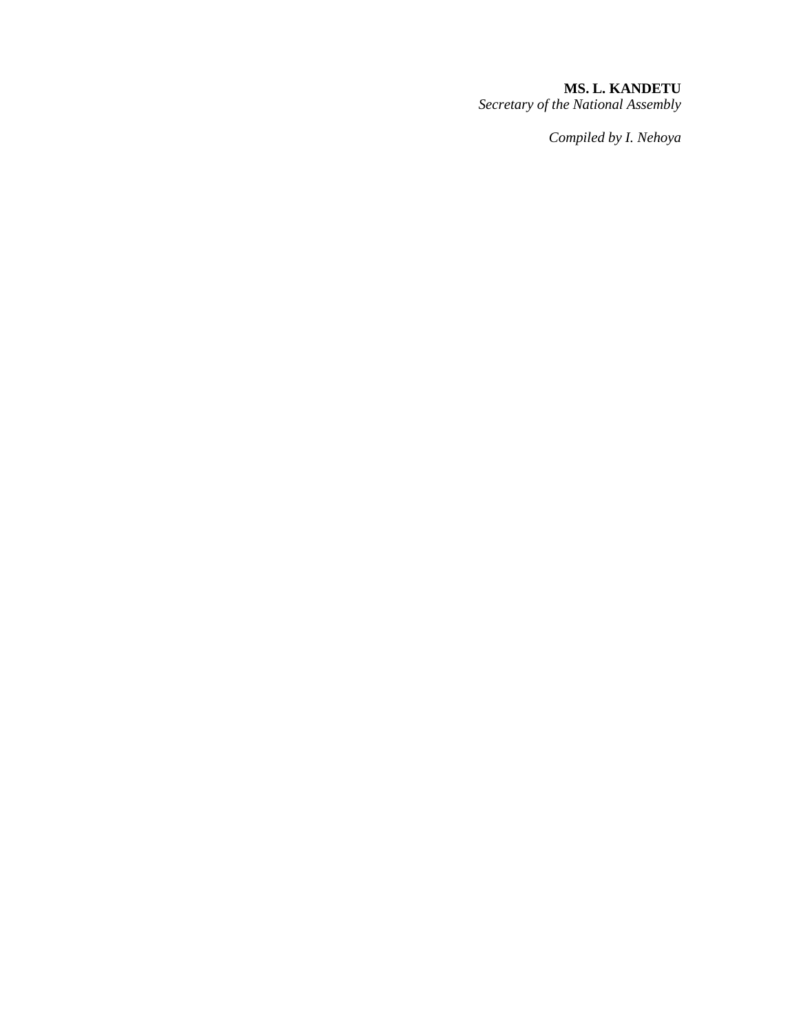**MS. L. KANDETU**
*Secretary of the National Assembly*

*Compiled by I. Nehoya*